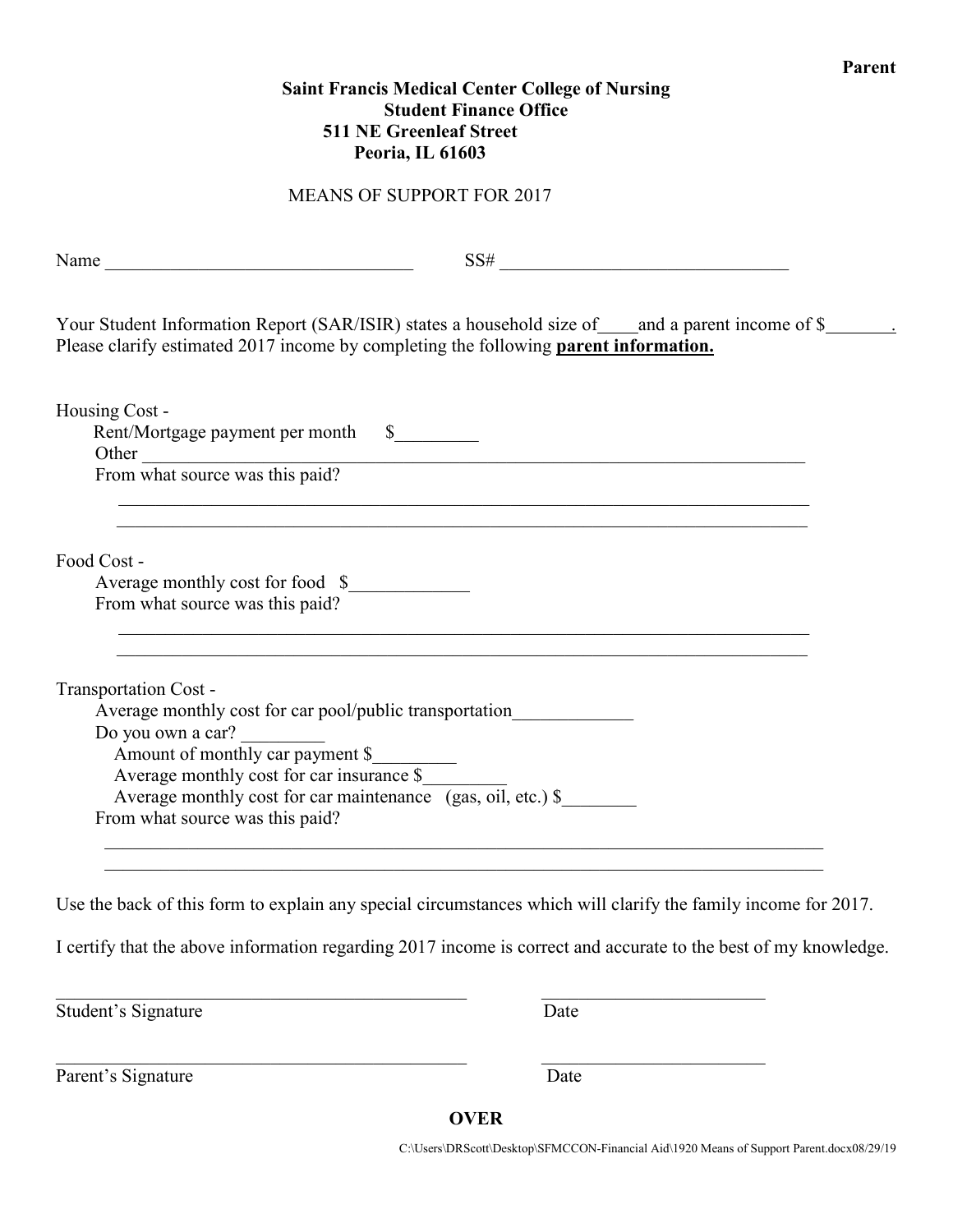**Parent**

**Saint Francis Medical Center College of Nursing**
**Student Finance Office**
**511 NE Greenleaf Street**
**Peoria, IL 61603**

MEANS OF SUPPORT FOR 2017

Name ________________________________ SS# ______________________________

Your Student Information Report (SAR/ISIR) states a household size of____and a parent income of $_______. Please clarify estimated 2017 income by completing the following **parent information.**

Housing Cost -
- Rent/Mortgage payment per month $_________
- Other ______________________________________________________________________
- From what source was this paid?

______________________________________________________________________________
______________________________________________________________________________

Food Cost -
- Average monthly cost for food $_____________
- From what source was this paid?

______________________________________________________________________________
______________________________________________________________________________

Transportation Cost -
- Average monthly cost for car pool/public transportation_____________
- Do you own a car? _________
  - Amount of monthly car payment $_________
  - Average monthly cost for car insurance $_________
  - Average monthly cost for car maintenance (gas, oil, etc.) $________
- From what source was this paid?

______________________________________________________________________________
______________________________________________________________________________

Use the back of this form to explain any special circumstances which will clarify the family income for 2017.

I certify that the above information regarding 2017 income is correct and accurate to the best of my knowledge.

_____________________________________________ ________________________
Student's Signature Date

_____________________________________________ ________________________
Parent's Signature Date

**OVER**

C:\Users\DRScott\Desktop\SFMCCON-Financial Aid\1920 Means of Support Parent.docx08/29/19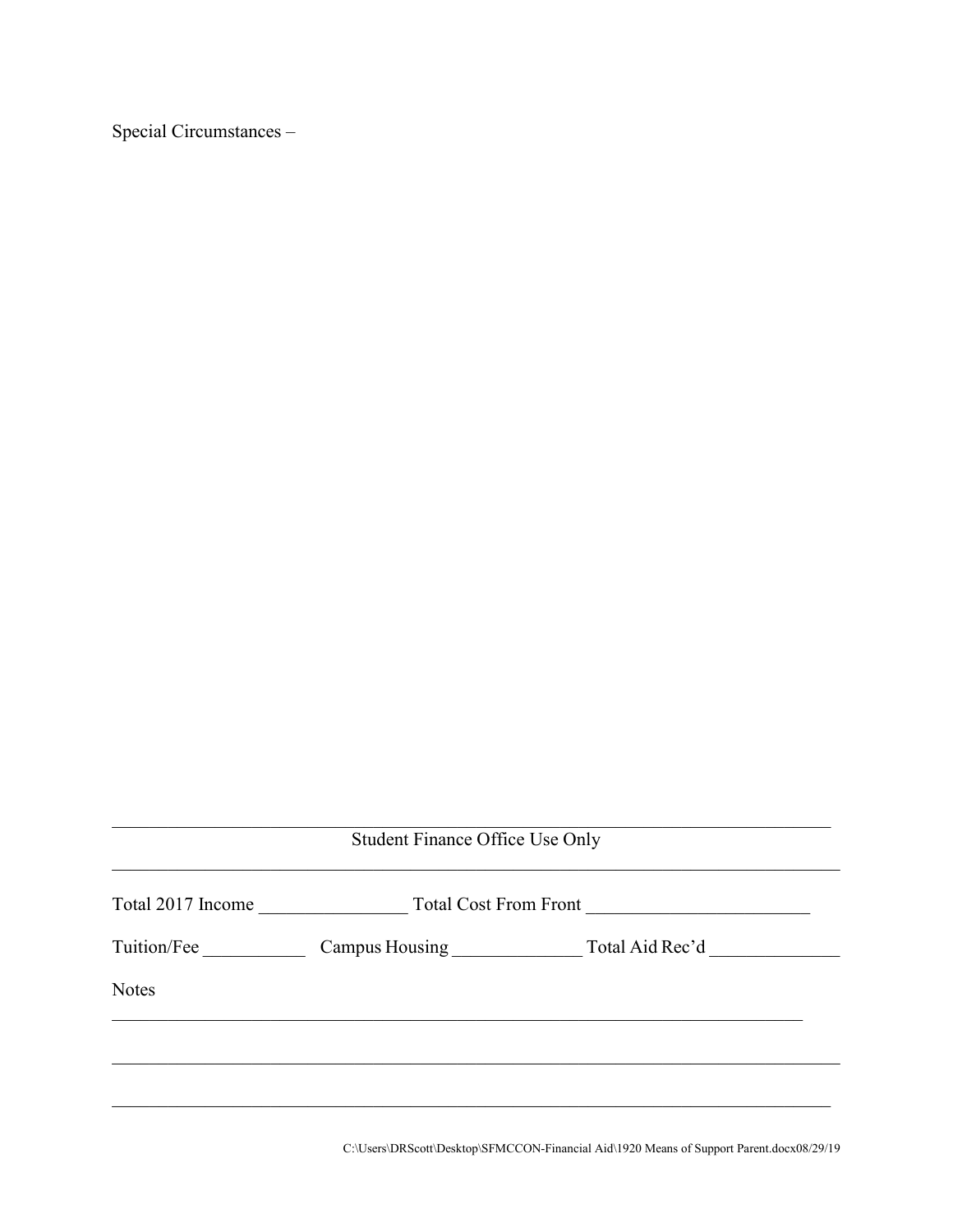Special Circumstances –

---

Student Finance Office Use Only

---

Total 2017 Income ________________ Total Cost From Front ________________________

Tuition/Fee ___________ Campus Housing ______________ Total Aid Rec'd ______________

Notes

_______________________________________________________________________________

_______________________________________________________________________________

_______________________________________________________________________________

C:\Users\DRScott\Desktop\SFMCCON-Financial Aid\1920 Means of Support Parent.docx08/29/19